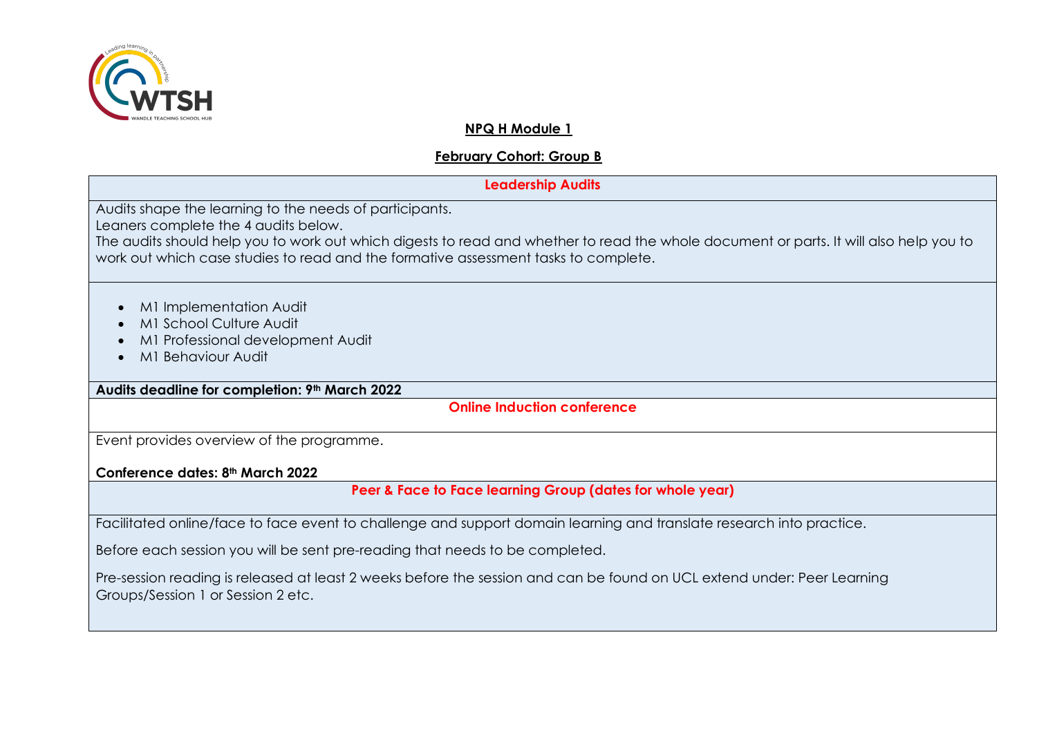**NPQ H Module 1**

**February Cohort: Group B**

**Leadership Audits**

Audits shape the learning to the needs of participants.
Leaners complete the 4 audits below.
The audits should help you to work out which digests to read and whether to read the whole document or parts. It will also help you to work out which case studies to read and the formative assessment tasks to complete.

- M1 Implementation Audit
- M1 School Culture Audit
- M1 Professional development Audit
- M1 Behaviour Audit

**Audits deadline for completion: 9th March 2022**

**Online Induction conference**

Event provides overview of the programme.

**Conference dates: 8th March 2022**

**Peer & Face to Face learning Group (dates for whole year)**

Facilitated online/face to face event to challenge and support domain learning and translate research into practice.

Before each session you will be sent pre-reading that needs to be completed.

Pre-session reading is released at least 2 weeks before the session and can be found on UCL extend under: Peer Learning Groups/Session 1 or Session 2 etc.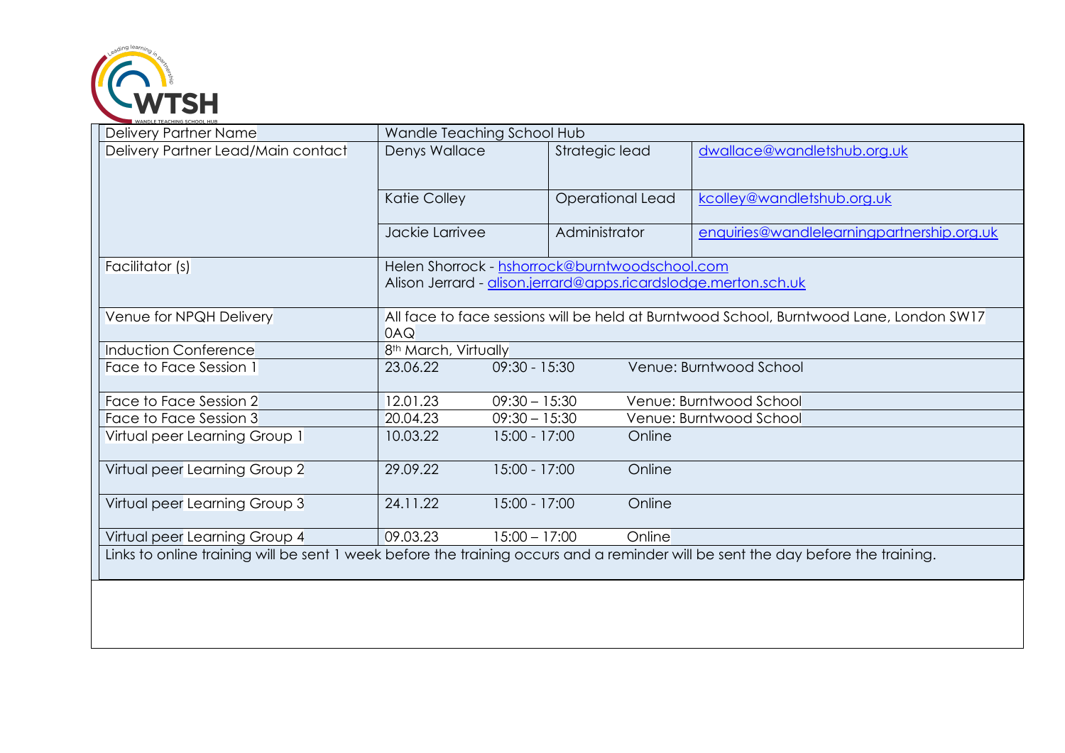| | | | |
|---|---|---|---|
| Delivery Partner Name | Wandle Teaching School Hub | | |
| Delivery Partner Lead/Main contact | Denys Wallace | Strategic lead | dwallace@wandletshub.org.uk |
| | Katie Colley | Operational Lead | kcolley@wandletshub.org.uk |
| | Jackie Larrivee | Administrator | enquiries@wandlelearningpartnership.org.uk |
| Facilitator (s) | Helen Shorrock - hshorrock@burntwoodschool.com<br>Alison Jerrard - alison.jerrard@apps.ricardslodge.merton.sch.uk | | |
| Venue for NPQH Delivery | All face to face sessions will be held at Burntwood School, Burntwood Lane, London SW17 0AQ | | |
| Induction Conference | 8th March, Virtually | | |
| Face to Face Session 1 | 23.06.22 09:30 - 15:30 Venue: Burntwood School | | |
| Face to Face Session 2 | 12.01.23 09:30 – 15:30 Venue: Burntwood School | | |
| Face to Face Session 3 | 20.04.23 09:30 – 15:30 Venue: Burntwood School | | |
| Virtual peer Learning Group 1 | 10.03.22 15:00 - 17:00 Online | | |
| Virtual peer Learning Group 2 | 29.09.22 15:00 - 17:00 Online | | |
| Virtual peer Learning Group 3 | 24.11.22 15:00 - 17:00 Online | | |
| Virtual peer Learning Group 4 | 09.03.23 15:00 – 17:00 Online | | |
| Links to online training will be sent 1 week before the training occurs and a reminder will be sent the day before the training. | | | |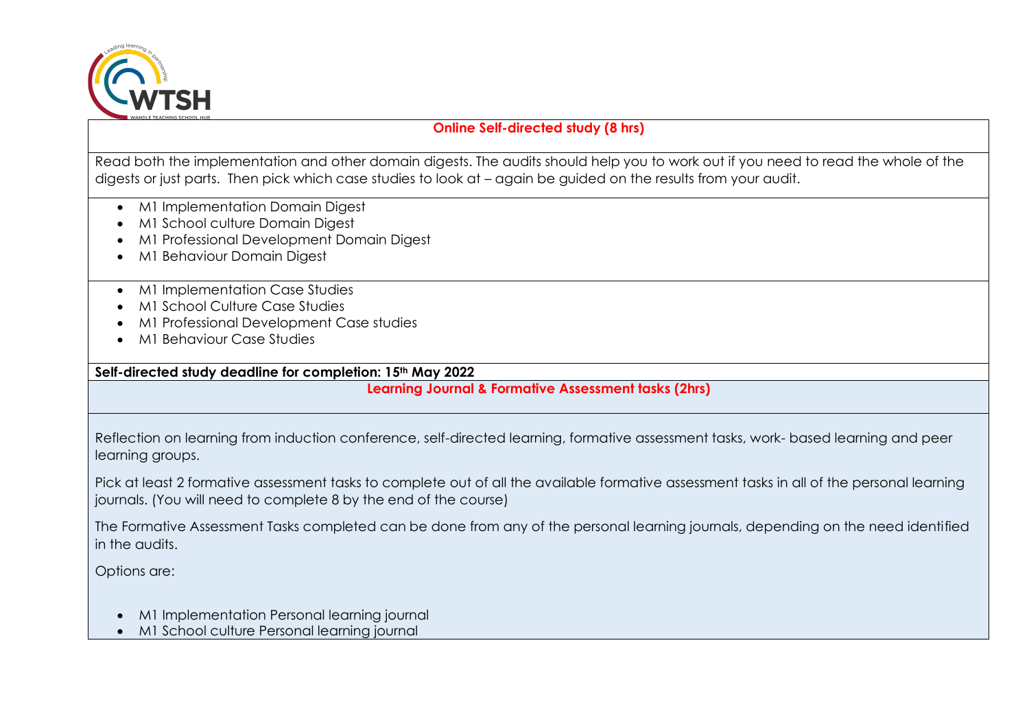**Online Self-directed study (8 hrs)**

Read both the implementation and other domain digests. The audits should help you to work out if you need to read the whole of the digests or just parts. Then pick which case studies to look at – again be guided on the results from your audit.

- M1 Implementation Domain Digest
- M1 School culture Domain Digest
- M1 Professional Development Domain Digest
- M1 Behaviour Domain Digest

- M1 Implementation Case Studies
- M1 School Culture Case Studies
- M1 Professional Development Case studies
- M1 Behaviour Case Studies

**Self-directed study deadline for completion: 15th May 2022**

**Learning Journal & Formative Assessment tasks (2hrs)**

Reflection on learning from induction conference, self-directed learning, formative assessment tasks, work- based learning and peer learning groups.

Pick at least 2 formative assessment tasks to complete out of all the available formative assessment tasks in all of the personal learning journals. (You will need to complete 8 by the end of the course)

The Formative Assessment Tasks completed can be done from any of the personal learning journals, depending on the need identified in the audits.

Options are:

- M1 Implementation Personal learning journal
- M1 School culture Personal learning journal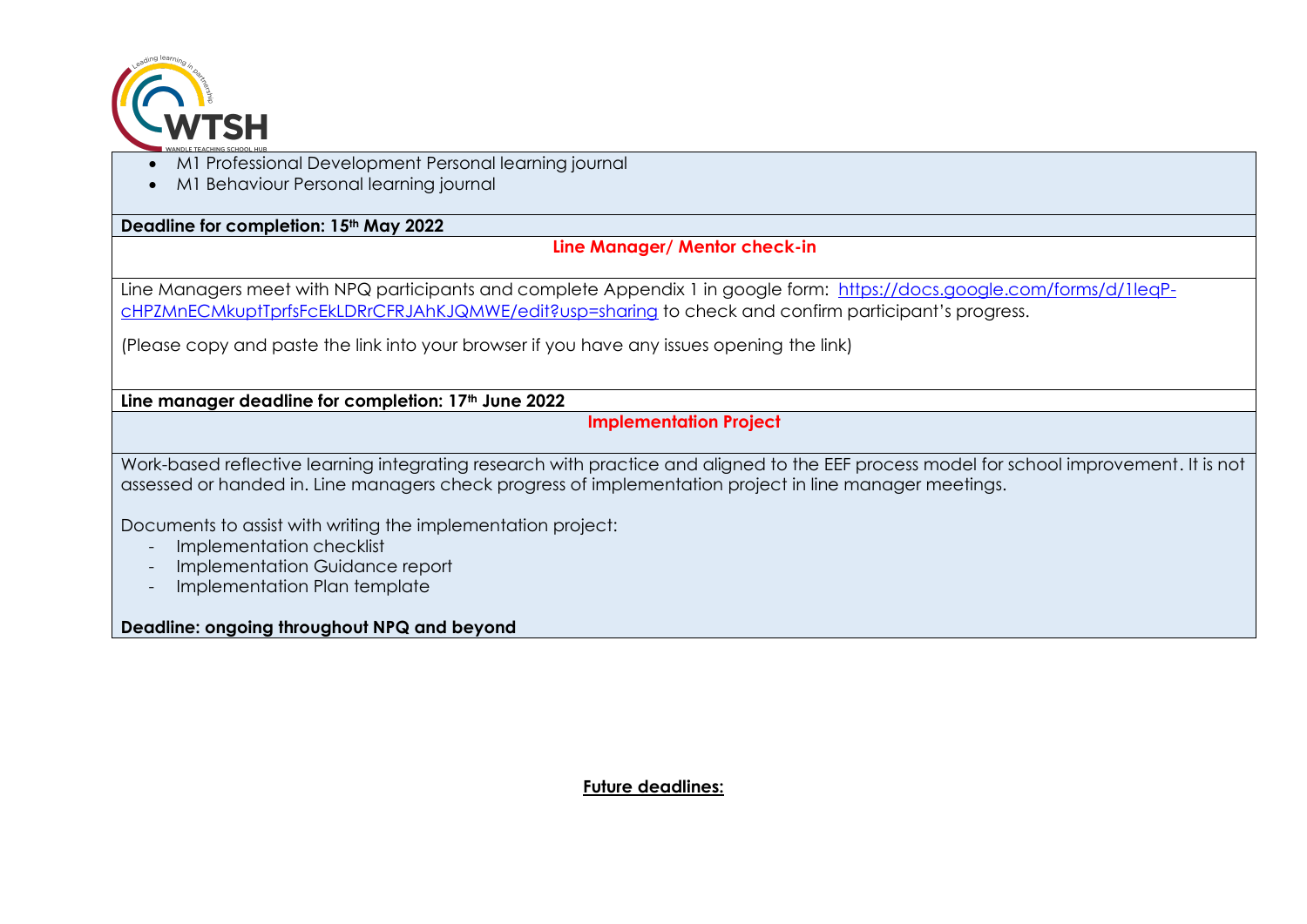- M1 Professional Development Personal learning journal
- M1 Behaviour Personal learning journal

**Deadline for completion: 15th May 2022**

**Line Manager/ Mentor check-in**

Line Managers meet with NPQ participants and complete Appendix 1 in google form: [https://docs.google.com/forms/d/1leqP-cHPZMnECMkuptTprfsFcEkLDRrCFRJAhKJQMWE/edit?usp=sharing](https://docs.google.com/forms/d/1leqP-cHPZMnECMkuptTprfsFcEkLDRrCFRJAhKJQMWE/edit?usp=sharing) to check and confirm participant's progress.

(Please copy and paste the link into your browser if you have any issues opening the link)

**Line manager deadline for completion: 17th June 2022**

**Implementation Project**

Work-based reflective learning integrating research with practice and aligned to the EEF process model for school improvement. It is not assessed or handed in. Line managers check progress of implementation project in line manager meetings.

Documents to assist with writing the implementation project:

- Implementation checklist
- Implementation Guidance report
- Implementation Plan template

**Deadline: ongoing throughout NPQ and beyond**

**Future deadlines:**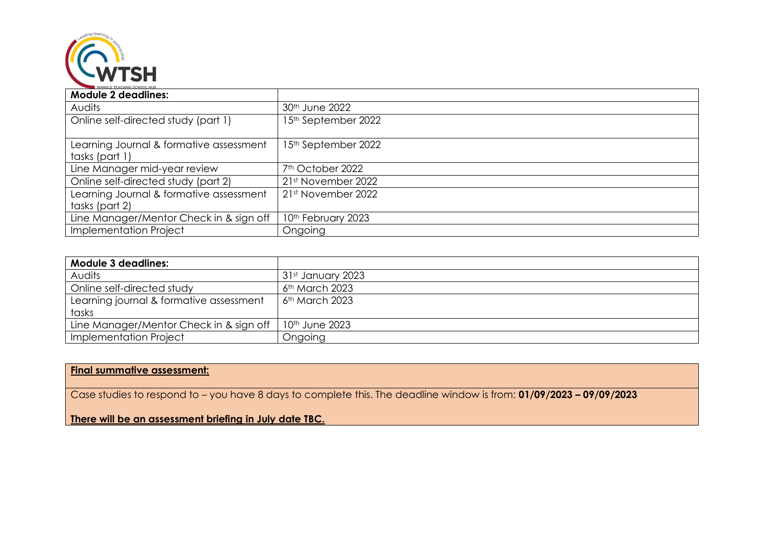| Module 2 deadlines: | |
|---|---|
| Audits | 30th June 2022 |
| Online self-directed study (part 1) | 15th September 2022 |
| Learning Journal & formative assessment tasks (part 1) | 15th September 2022 |
| Line Manager mid-year review | 7th October 2022 |
| Online self-directed study (part 2) | 21st November 2022 |
| Learning Journal & formative assessment tasks (part 2) | 21st November 2022 |
| Line Manager/Mentor Check in & sign off | 10th February 2023 |
| Implementation Project | Ongoing |

| Module 3 deadlines: | |
|---|---|
| Audits | 31st January 2023 |
| Online self-directed study | 6th March 2023 |
| Learning journal & formative assessment tasks | 6th March 2023 |
| Line Manager/Mentor Check in & sign off | 10th June 2023 |
| Implementation Project | Ongoing |

**Final summative assessment:**

Case studies to respond to – you have 8 days to complete this. The deadline window is from: **01/09/2023 – 09/09/2023**

**There will be an assessment briefing in July date TBC.**